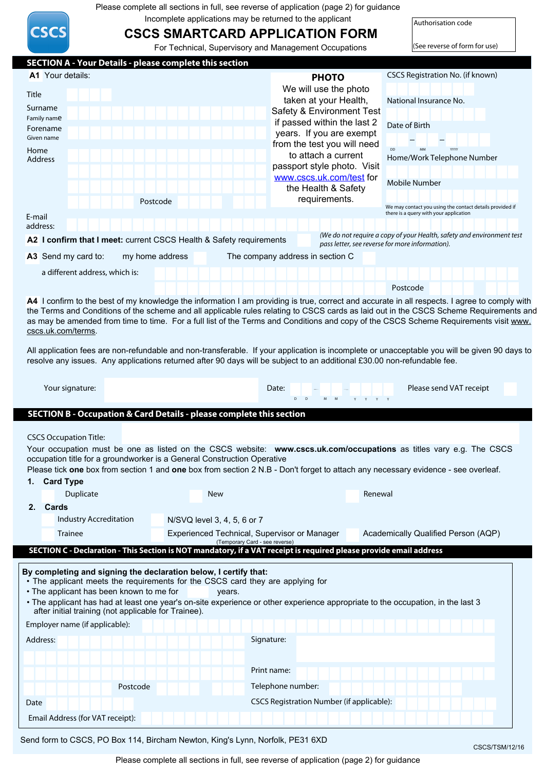Please complete all sections in full, see reverse of application (page 2) for guidance

Incomplete applications may be returned to the applicant

CSCS

# CSCS SMARTCARD APPLICATION FORM

For Technical, Supervisory and Management Occupations

Authorisation code

(See reverse of form for use)

## SECTION A - Your Details - please complete this section

**A1** Your details:

Title

Surname
Family name

Forename
Given name

Home Address

Postcode

E-mail address:

**PHOTO**

We will use the photo taken at your Health, Safety & Environment Test if passed within the last 2 years. If you are exempt from the test you will need to attach a current passport style photo. Visit www.cscs.uk.com/test for the Health & Safety requirements.

CSCS Registration No. (if known)

National Insurance No.

Date of Birth

DD – MM – YYYY

Home/Work Telephone Number

Mobile Number

We may contact you using the contact details provided if there is a query with your application

**A2 I confirm that I meet:** current CSCS Health & Safety requirements

*(We do not require a copy of your Health, safety and environment test pass letter, see reverse for more information).*

**A3** Send my card to: my home address The company address in section C

a different address, which is:

Postcode

**A4** I confirm to the best of my knowledge the information I am providing is true, correct and accurate in all respects. I agree to comply with the Terms and Conditions of the scheme and all applicable rules relating to CSCS cards as laid out in the CSCS Scheme Requirements and as may be amended from time to time. For a full list of the Terms and Conditions and copy of the CSCS Scheme Requirements visit www.cscs.uk.com/terms.

All application fees are non-refundable and non-transferable. If your application is incomplete or unacceptable you will be given 90 days to resolve any issues. Any applications returned after 90 days will be subject to an additional £30.00 non-refundable fee.

Your signature:

Date: D D – M M – Y Y Y Y

Please send VAT receipt

## SECTION B - Occupation & Card Details - please complete this section

CSCS Occupation Title:

Your occupation must be one as listed on the CSCS website: **www.cscs.uk.com/occupations** as titles vary e.g. The CSCS occupation title for a groundworker is a General Construction Operative

Please tick **one** box from section 1 and **one** box from section 2 N.B - Don't forget to attach any necessary evidence - see overleaf.

**1. Card Type**

Duplicate New Renewal

**2. Cards**

Industry Accreditation N/SVQ level 3, 4, 5, 6 or 7

Trainee Experienced Technical, Supervisor or Manager (Temporary Card - see reverse) Academically Qualified Person (AQP)

## SECTION C - Declaration - This Section is NOT mandatory, if a VAT receipt is required please provide email address

**By completing and signing the declaration below, I certify that:**

- The applicant meets the requirements for the CSCS card they are applying for
- The applicant has been known to me for years.
- The applicant has had at least one year's on-site experience or other experience appropriate to the occupation, in the last 3 after initial training (not applicable for Trainee).

Employer name (if applicable):

Address:

Postcode

Date

Signature:

Print name:

Telephone number:

CSCS Registration Number (if applicable):

Email Address (for VAT receipt):

Send form to CSCS, PO Box 114, Bircham Newton, King's Lynn, Norfolk, PE31 6XD

CSCS/TSM/12/16

Please complete all sections in full, see reverse of application (page 2) for guidance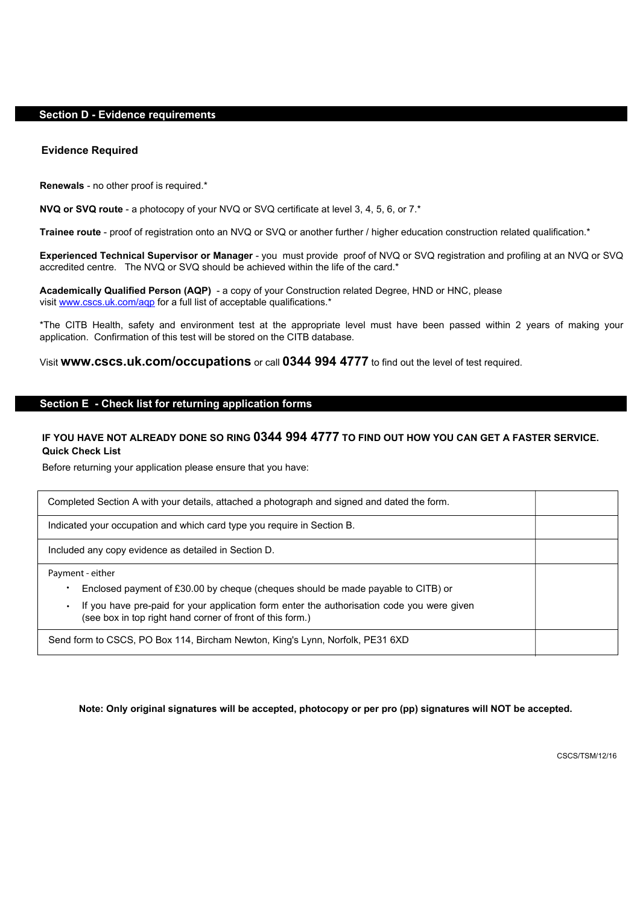## Section D - Evidence requirements

### Evidence Required

**Renewals** - no other proof is required.*

**NVQ or SVQ route** - a photocopy of your NVQ or SVQ certificate at level 3, 4, 5, 6, or 7.*

**Trainee route** - proof of registration onto an NVQ or SVQ or another further / higher education construction related qualification.*

**Experienced Technical Supervisor or Manager** - you must provide proof of NVQ or SVQ registration and profiling at an NVQ or SVQ accredited centre. The NVQ or SVQ should be achieved within the life of the card.*

**Academically Qualified Person (AQP)** - a copy of your Construction related Degree, HND or HNC, please visit [www.cscs.uk.com/aqp](www.cscs.uk.com/aqp) for a full list of acceptable qualifications.*

*The CITB Health, safety and environment test at the appropriate level must have been passed within 2 years of making your application. Confirmation of this test will be stored on the CITB database.

Visit **www.cscs.uk.com/occupations** or call **0344 994 4777** to find out the level of test required.

## Section E - Check list for returning application forms

**IF YOU HAVE NOT ALREADY DONE SO RING 0344 994 4777 TO FIND OUT HOW YOU CAN GET A FASTER SERVICE.**

**Quick Check List**

Before returning your application please ensure that you have:

| | |
|---|---|
| Completed Section A with your details, attached a photograph and signed and dated the form. | |
| Indicated your occupation and which card type you require in Section B. | |
| Included any copy evidence as detailed in Section D. | |
| Payment - either<br>• Enclosed payment of £30.00 by cheque (cheques should be made payable to CITB) or<br>• If you have pre-paid for your application form enter the authorisation code you were given (see box in top right hand corner of front of this form.) | |
| Send form to CSCS, PO Box 114, Bircham Newton, King's Lynn, Norfolk, PE31 6XD | |

**Note: Only original signatures will be accepted, photocopy or per pro (pp) signatures will NOT be accepted.**

CSCS/TSM/12/16